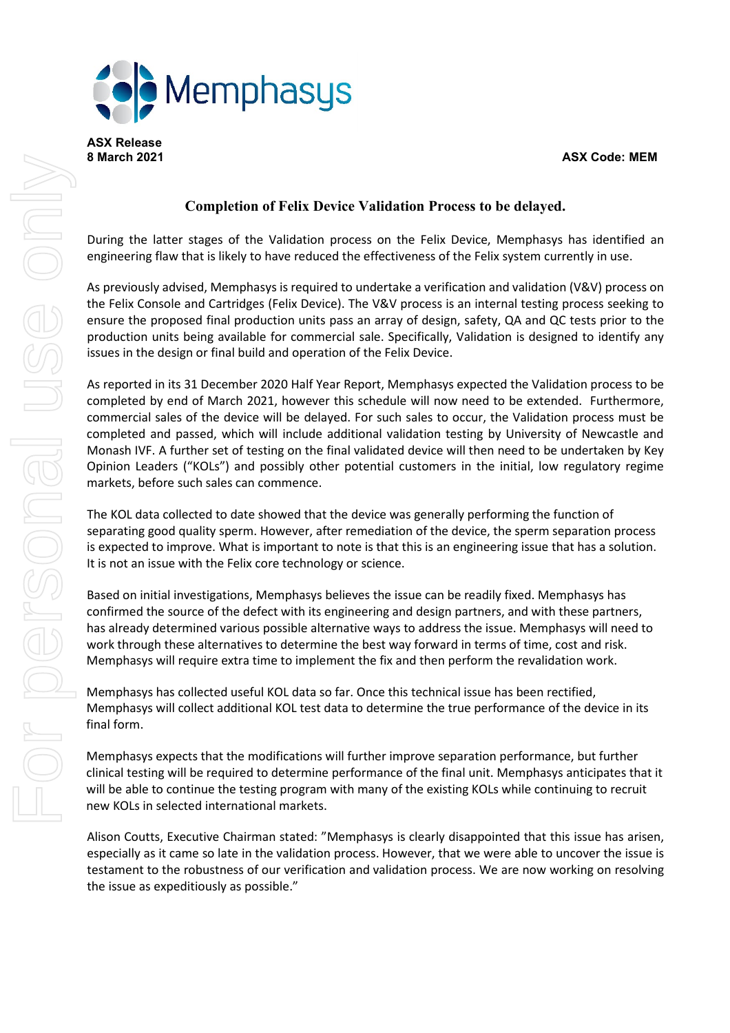**ASX Release**
**8 March 2021**

**ASX Code: MEM**

# Completion of Felix Device Validation Process to be delayed.

During the latter stages of the Validation process on the Felix Device, Memphasys has identified an engineering flaw that is likely to have reduced the effectiveness of the Felix system currently in use.

As previously advised, Memphasys is required to undertake a verification and validation (V&V) process on the Felix Console and Cartridges (Felix Device). The V&V process is an internal testing process seeking to ensure the proposed final production units pass an array of design, safety, QA and QC tests prior to the production units being available for commercial sale. Specifically, Validation is designed to identify any issues in the design or final build and operation of the Felix Device.

As reported in its 31 December 2020 Half Year Report, Memphasys expected the Validation process to be completed by end of March 2021, however this schedule will now need to be extended. Furthermore, commercial sales of the device will be delayed. For such sales to occur, the Validation process must be completed and passed, which will include additional validation testing by University of Newcastle and Monash IVF. A further set of testing on the final validated device will then need to be undertaken by Key Opinion Leaders ("KOLs") and possibly other potential customers in the initial, low regulatory regime markets, before such sales can commence.

The KOL data collected to date showed that the device was generally performing the function of separating good quality sperm. However, after remediation of the device, the sperm separation process is expected to improve. What is important to note is that this is an engineering issue that has a solution. It is not an issue with the Felix core technology or science.

Based on initial investigations, Memphasys believes the issue can be readily fixed. Memphasys has confirmed the source of the defect with its engineering and design partners, and with these partners, has already determined various possible alternative ways to address the issue. Memphasys will need to work through these alternatives to determine the best way forward in terms of time, cost and risk. Memphasys will require extra time to implement the fix and then perform the revalidation work.

Memphasys has collected useful KOL data so far. Once this technical issue has been rectified, Memphasys will collect additional KOL test data to determine the true performance of the device in its final form.

Memphasys expects that the modifications will further improve separation performance, but further clinical testing will be required to determine performance of the final unit. Memphasys anticipates that it will be able to continue the testing program with many of the existing KOLs while continuing to recruit new KOLs in selected international markets.

Alison Coutts, Executive Chairman stated: "Memphasys is clearly disappointed that this issue has arisen, especially as it came so late in the validation process. However, that we were able to uncover the issue is testament to the robustness of our verification and validation process. We are now working on resolving the issue as expeditiously as possible."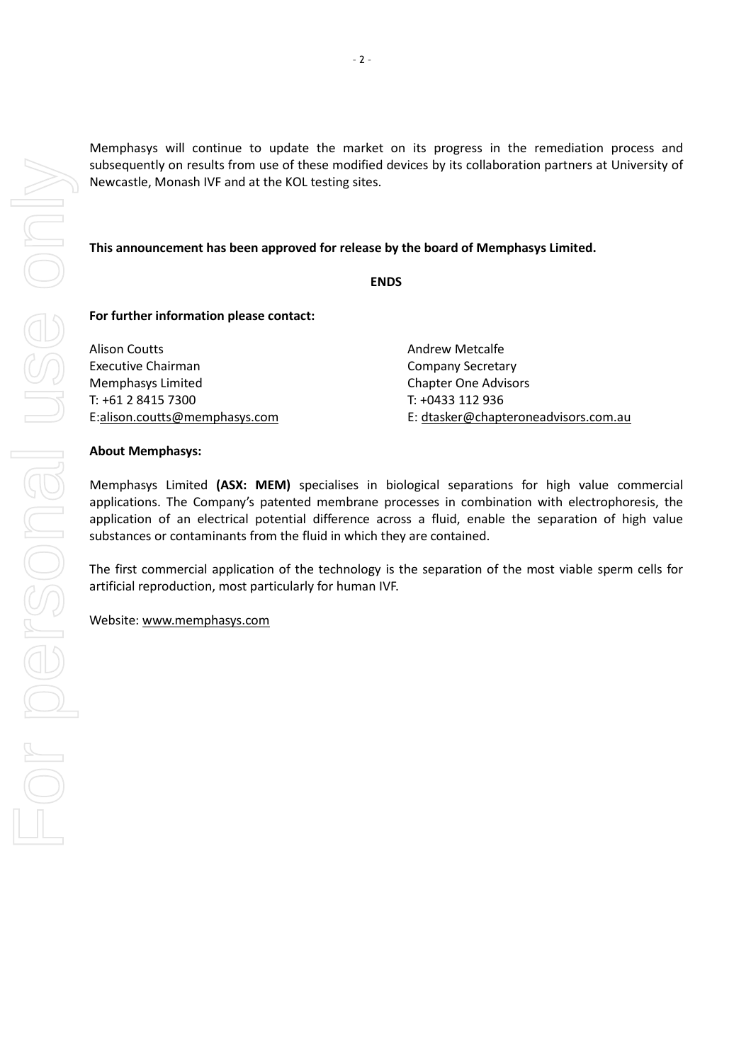Memphasys will continue to update the market on its progress in the remediation process and subsequently on results from use of these modified devices by its collaboration partners at University of Newcastle, Monash IVF and at the KOL testing sites.

**This announcement has been approved for release by the board of Memphasys Limited.**

**ENDS**

**For further information please contact:**

Alison Coutts
Executive Chairman
Memphasys Limited
T: +61 2 8415 7300
E:alison.coutts@memphasys.com

Andrew Metcalfe
Company Secretary
Chapter One Advisors
T: +0433 112 936
E: dtasker@chapteroneadvisors.com.au

**About Memphasys:**

Memphasys Limited **(ASX: MEM)** specialises in biological separations for high value commercial applications. The Company's patented membrane processes in combination with electrophoresis, the application of an electrical potential difference across a fluid, enable the separation of high value substances or contaminants from the fluid in which they are contained.

The first commercial application of the technology is the separation of the most viable sperm cells for artificial reproduction, most particularly for human IVF.

Website: www.memphasys.com